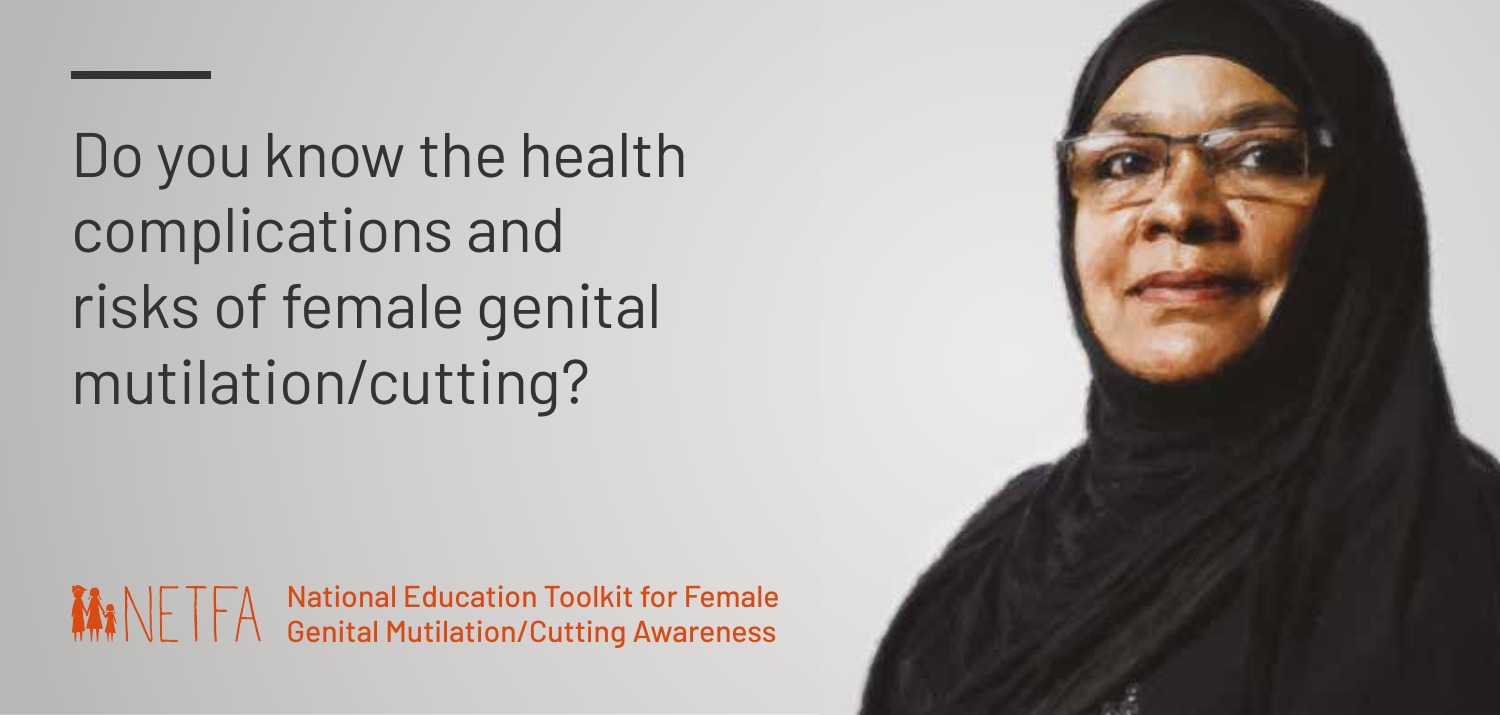# Do you know the health complications and risks of female genital mutilation/cutting?

NETFA National Education Toolkit for Female Genital Mutilation/Cutting Awareness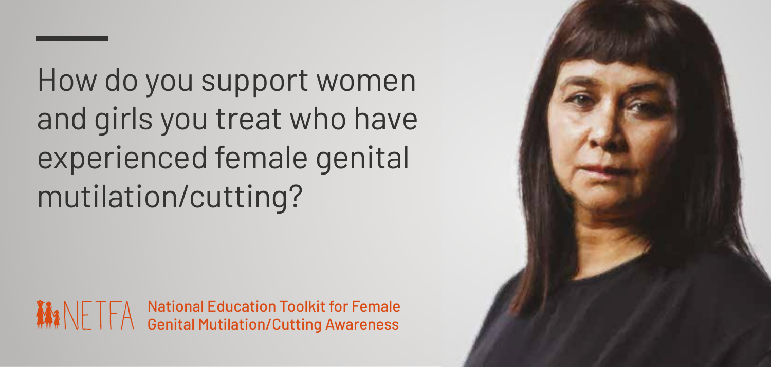How do you support women and girls you treat who have experienced female genital mutilation/cutting?

NETFA National Education Toolkit for Female Genital Mutilation/Cutting Awareness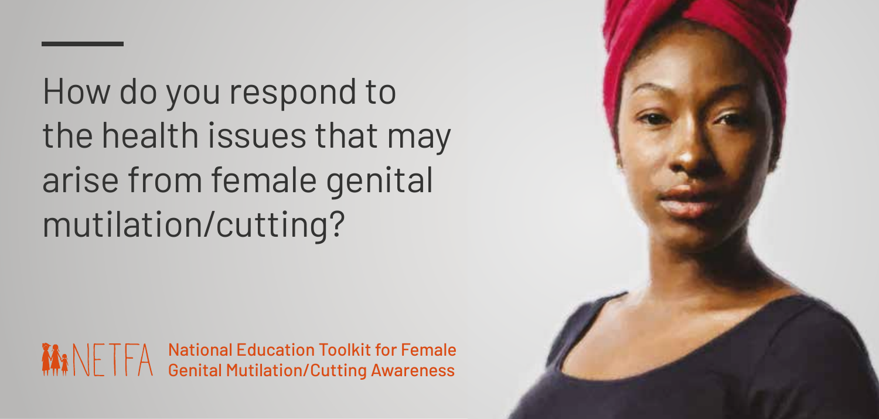# How do you respond to the health issues that may arise from female genital mutilation/cutting?

NETFA National Education Toolkit for Female Genital Mutilation/Cutting Awareness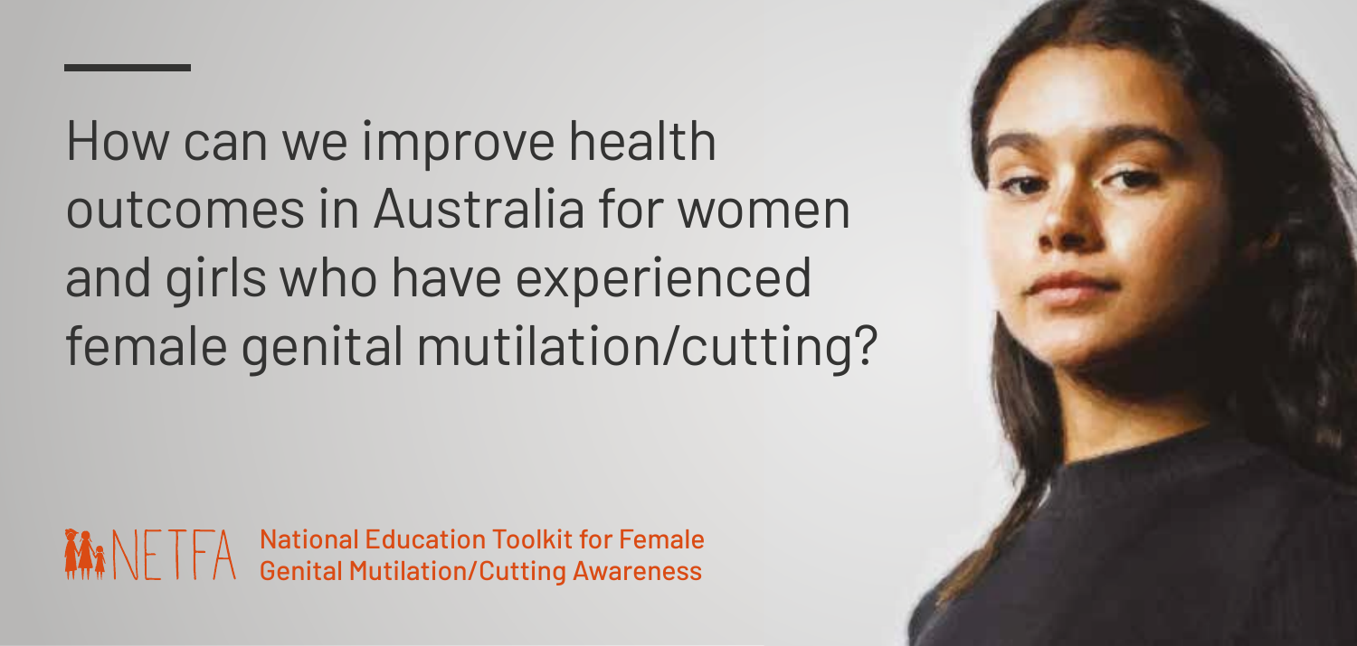How can we improve health outcomes in Australia for women and girls who have experienced female genital mutilation/cutting?

NETFA National Education Toolkit for Female Genital Mutilation/Cutting Awareness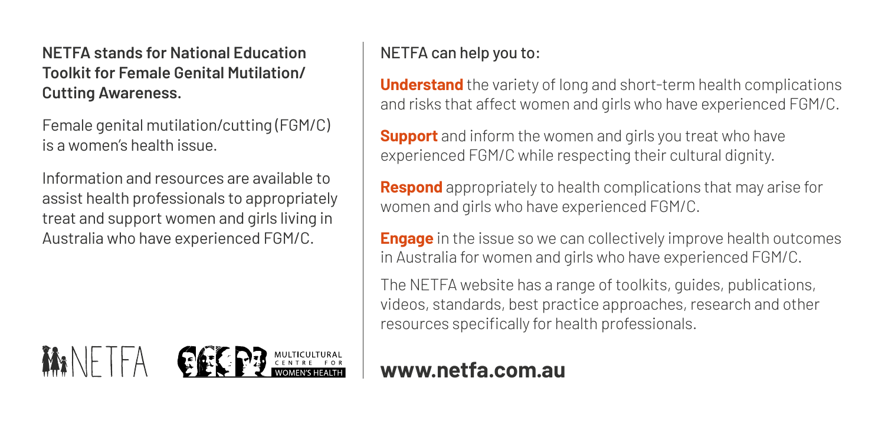**NETFA stands for National Education Toolkit for Female Genital Mutilation/ Cutting Awareness.**

Female genital mutilation/cutting (FGM/C) is a women's health issue.

Information and resources are available to assist health professionals to appropriately treat and support women and girls living in Australia who have experienced FGM/C.

NETFA

MULTICULTURAL CENTRE FOR WOMEN'S HEALTH

NETFA can help you to:

**Understand** the variety of long and short-term health complications and risks that affect women and girls who have experienced FGM/C.

**Support** and inform the women and girls you treat who have experienced FGM/C while respecting their cultural dignity.

**Respond** appropriately to health complications that may arise for women and girls who have experienced FGM/C.

**Engage** in the issue so we can collectively improve health outcomes in Australia for women and girls who have experienced FGM/C.

The NETFA website has a range of toolkits, guides, publications, videos, standards, best practice approaches, research and other resources specifically for health professionals.

## www.netfa.com.au